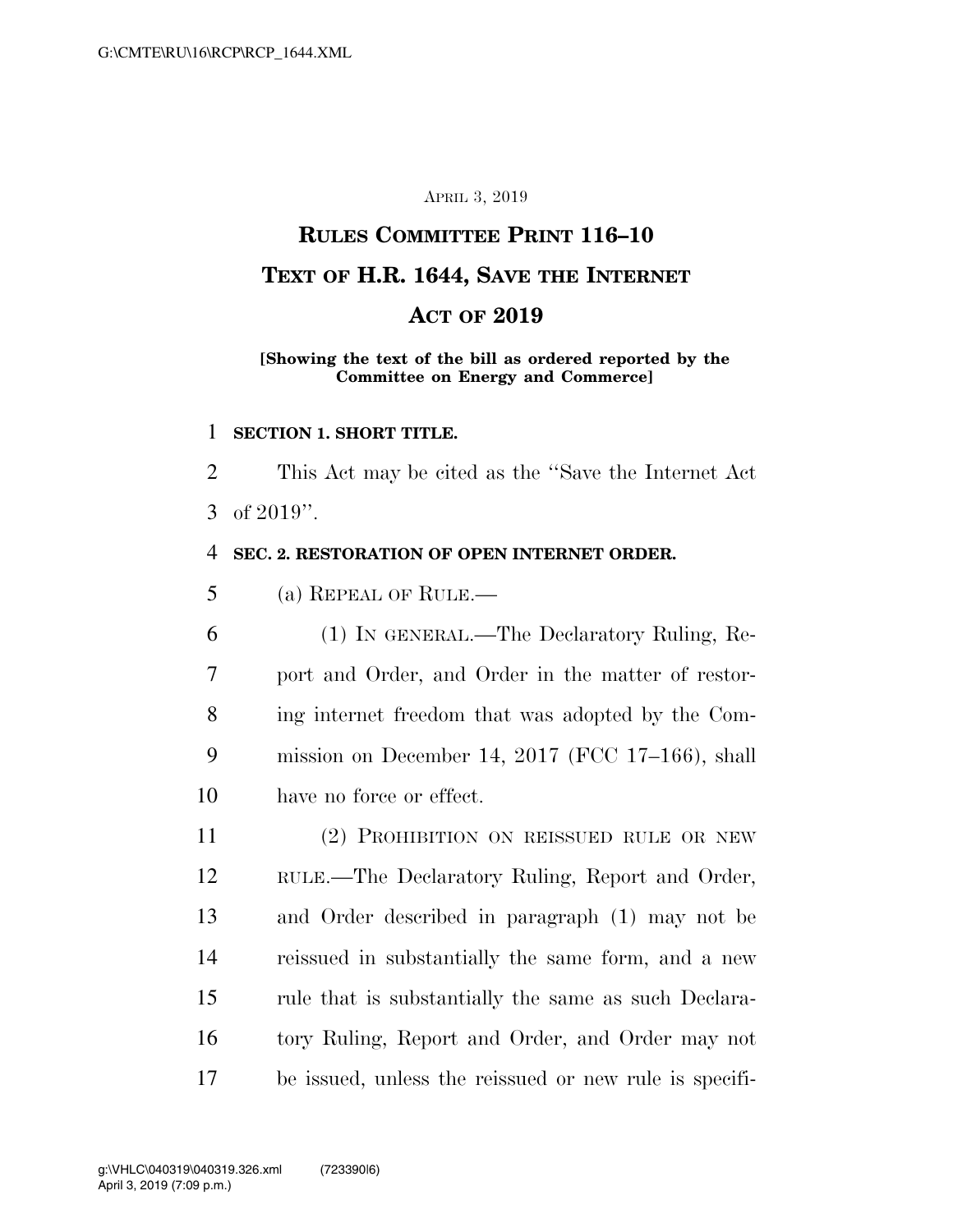APRIL 3, 2019

# RULES COMMITTEE PRINT 116–10

# TEXT OF H.R. 1644, SAVE THE INTERNET ACT OF 2019

**[Showing the text of the bill as ordered reported by the Committee on Energy and Commerce]**

**SECTION 1. SHORT TITLE.**

This Act may be cited as the ''Save the Internet Act of 2019''.

**SEC. 2. RESTORATION OF OPEN INTERNET ORDER.**

(a) REPEAL OF RULE.—

(1) IN GENERAL.—The Declaratory Ruling, Report and Order, and Order in the matter of restoring internet freedom that was adopted by the Commission on December 14, 2017 (FCC 17–166), shall have no force or effect.

(2) PROHIBITION ON REISSUED RULE OR NEW RULE.—The Declaratory Ruling, Report and Order, and Order described in paragraph (1) may not be reissued in substantially the same form, and a new rule that is substantially the same as such Declaratory Ruling, Report and Order, and Order may not be issued, unless the reissued or new rule is specifi-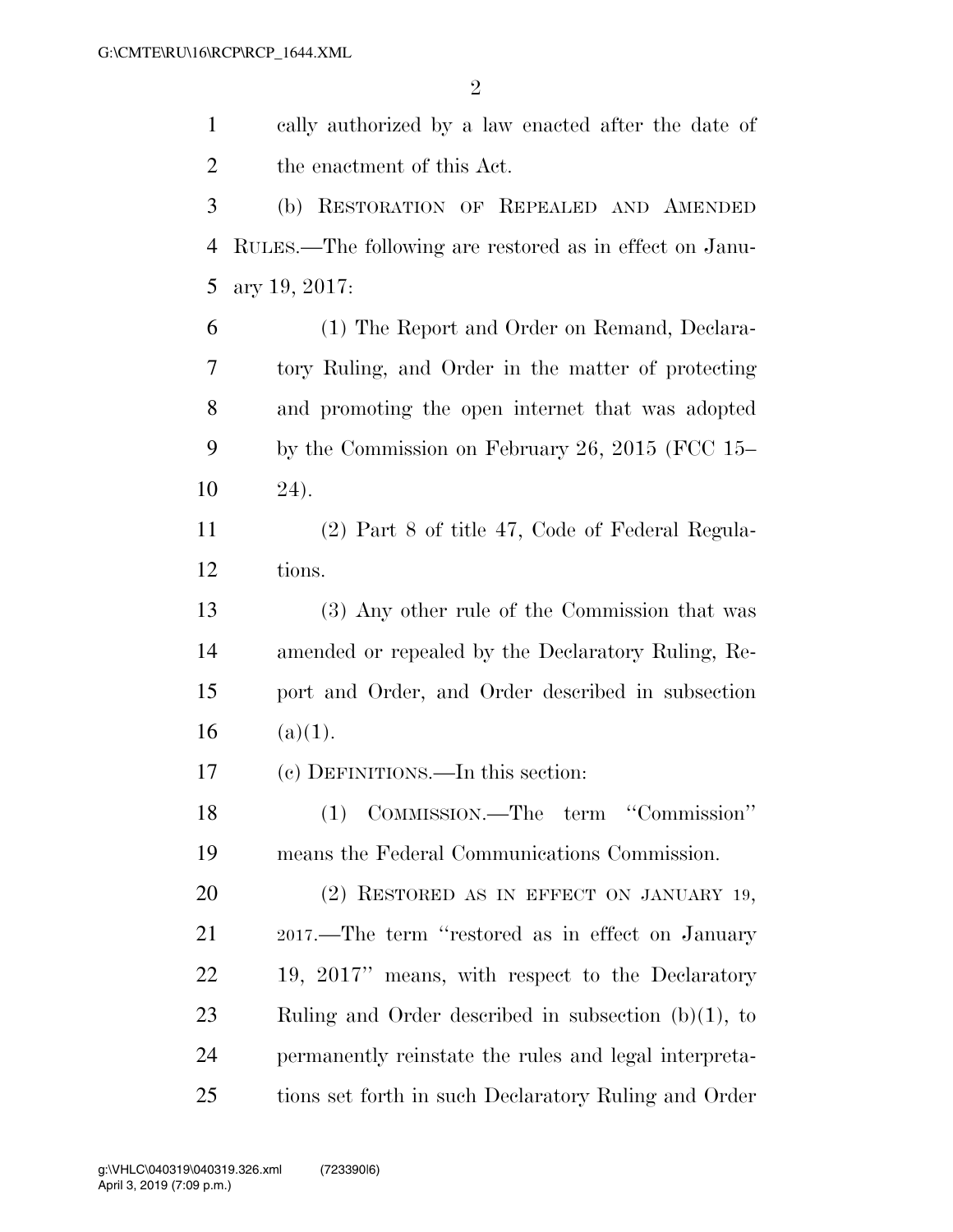cally authorized by a law enacted after the date of the enactment of this Act.

(b) RESTORATION OF REPEALED AND AMENDED RULES.—The following are restored as in effect on January 19, 2017:

(1) The Report and Order on Remand, Declaratory Ruling, and Order in the matter of protecting and promoting the open internet that was adopted by the Commission on February 26, 2015 (FCC 15–24).

(2) Part 8 of title 47, Code of Federal Regulations.

(3) Any other rule of the Commission that was amended or repealed by the Declaratory Ruling, Report and Order, and Order described in subsection (a)(1).

(c) DEFINITIONS.—In this section:

(1) COMMISSION.—The term "Commission" means the Federal Communications Commission.

(2) RESTORED AS IN EFFECT ON JANUARY 19, 2017.—The term "restored as in effect on January 19, 2017" means, with respect to the Declaratory Ruling and Order described in subsection (b)(1), to permanently reinstate the rules and legal interpretations set forth in such Declaratory Ruling and Order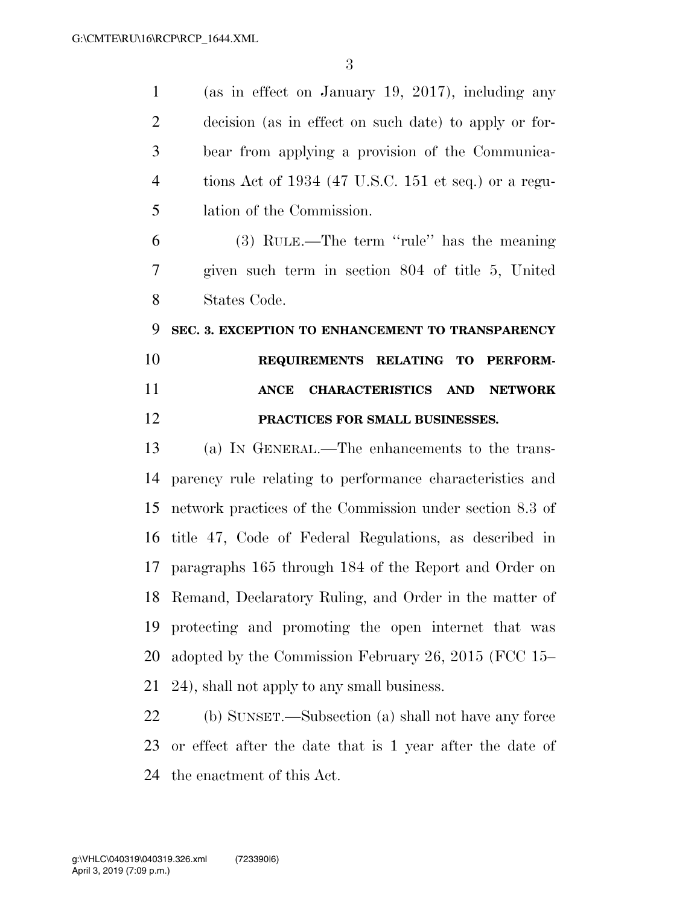(as in effect on January 19, 2017), including any decision (as in effect on such date) to apply or forbear from applying a provision of the Communications Act of 1934 (47 U.S.C. 151 et seq.) or a regulation of the Commission.

(3) RULE.—The term ''rule'' has the meaning given such term in section 804 of title 5, United States Code.

**SEC. 3. EXCEPTION TO ENHANCEMENT TO TRANSPARENCY REQUIREMENTS RELATING TO PERFORMANCE CHARACTERISTICS AND NETWORK PRACTICES FOR SMALL BUSINESSES.**

(a) IN GENERAL.—The enhancements to the transparency rule relating to performance characteristics and network practices of the Commission under section 8.3 of title 47, Code of Federal Regulations, as described in paragraphs 165 through 184 of the Report and Order on Remand, Declaratory Ruling, and Order in the matter of protecting and promoting the open internet that was adopted by the Commission February 26, 2015 (FCC 15–24), shall not apply to any small business.

(b) SUNSET.—Subsection (a) shall not have any force or effect after the date that is 1 year after the date of the enactment of this Act.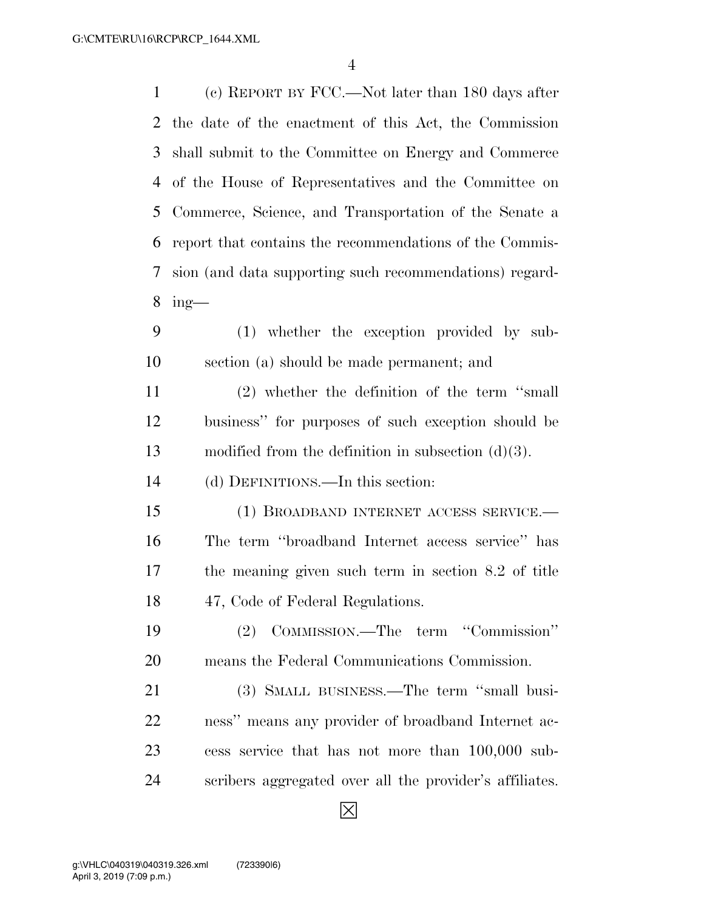(c) REPORT BY FCC.—Not later than 180 days after the date of the enactment of this Act, the Commission shall submit to the Committee on Energy and Commerce of the House of Representatives and the Committee on Commerce, Science, and Transportation of the Senate a report that contains the recommendations of the Commission (and data supporting such recommendations) regarding—

(1) whether the exception provided by subsection (a) should be made permanent; and

(2) whether the definition of the term ''small business'' for purposes of such exception should be modified from the definition in subsection (d)(3).

(d) DEFINITIONS.—In this section:

(1) BROADBAND INTERNET ACCESS SERVICE.— The term ''broadband Internet access service'' has the meaning given such term in section 8.2 of title 47, Code of Federal Regulations.

(2) COMMISSION.—The term ''Commission'' means the Federal Communications Commission.

(3) SMALL BUSINESS.—The term ''small business'' means any provider of broadband Internet access service that has not more than 100,000 subscribers aggregated over all the provider's affiliates.